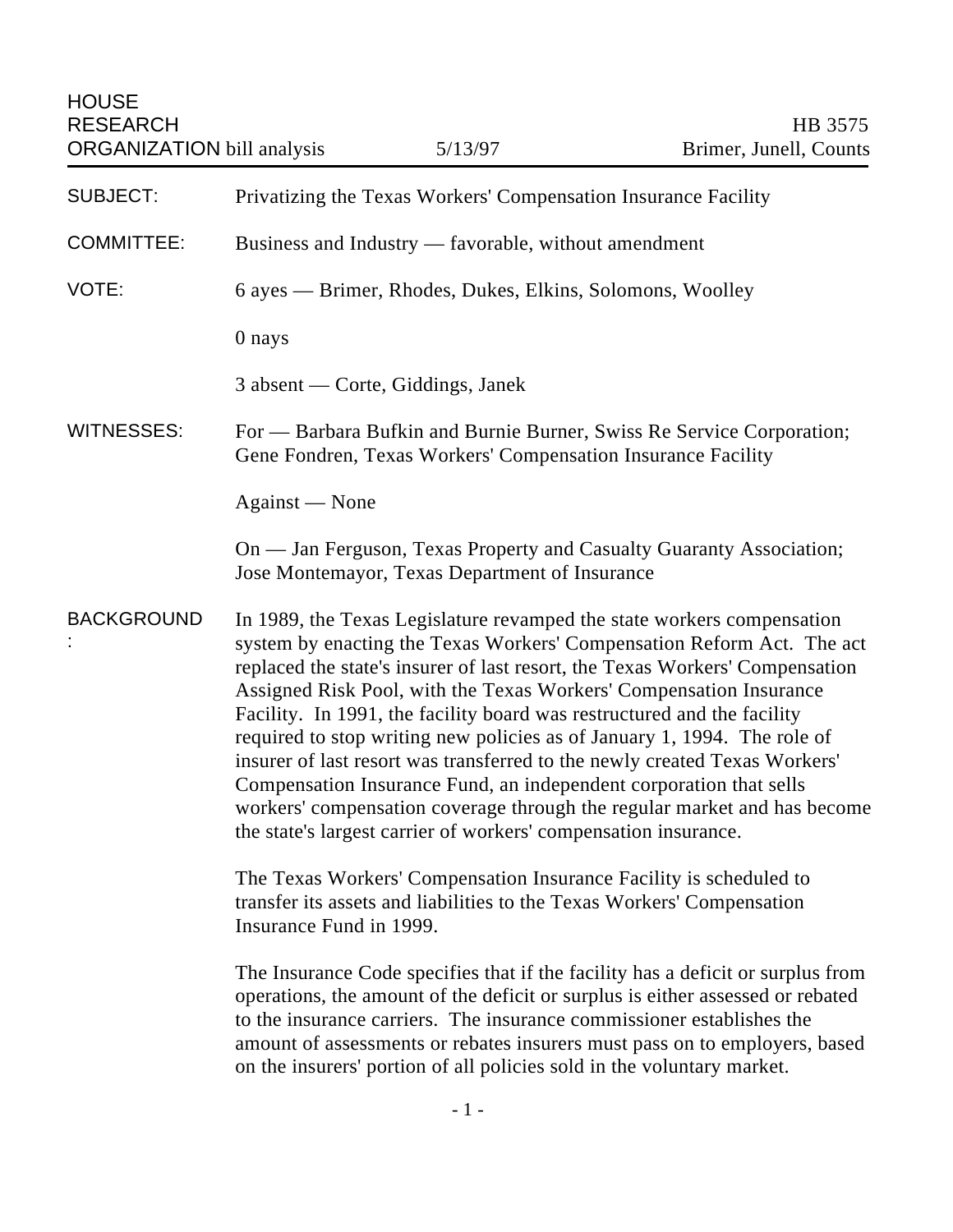HOUSE RESEARCH ORGANIZATION bill analysis

5/13/97

HB 3575
Brimer, Junell, Counts

| | |
|---|---|
| SUBJECT: | Privatizing the Texas Workers' Compensation Insurance Facility |
| COMMITTEE: | Business and Industry — favorable, without amendment |
| VOTE: | 6 ayes — Brimer, Rhodes, Dukes, Elkins, Solomons, Woolley<br><br>0 nays<br><br>3 absent — Corte, Giddings, Janek |
| WITNESSES: | For — Barbara Bufkin and Burnie Burner, Swiss Re Service Corporation; Gene Fondren, Texas Workers' Compensation Insurance Facility<br><br>Against — None<br><br>On — Jan Ferguson, Texas Property and Casualty Guaranty Association; Jose Montemayor, Texas Department of Insurance |

**BACKGROUND:**

In 1989, the Texas Legislature revamped the state workers compensation system by enacting the Texas Workers' Compensation Reform Act. The act replaced the state's insurer of last resort, the Texas Workers' Compensation Assigned Risk Pool, with the Texas Workers' Compensation Insurance Facility. In 1991, the facility board was restructured and the facility required to stop writing new policies as of January 1, 1994. The role of insurer of last resort was transferred to the newly created Texas Workers' Compensation Insurance Fund, an independent corporation that sells workers' compensation coverage through the regular market and has become the state's largest carrier of workers' compensation insurance.

The Texas Workers' Compensation Insurance Facility is scheduled to transfer its assets and liabilities to the Texas Workers' Compensation Insurance Fund in 1999.

The Insurance Code specifies that if the facility has a deficit or surplus from operations, the amount of the deficit or surplus is either assessed or rebated to the insurance carriers. The insurance commissioner establishes the amount of assessments or rebates insurers must pass on to employers, based on the insurers' portion of all policies sold in the voluntary market.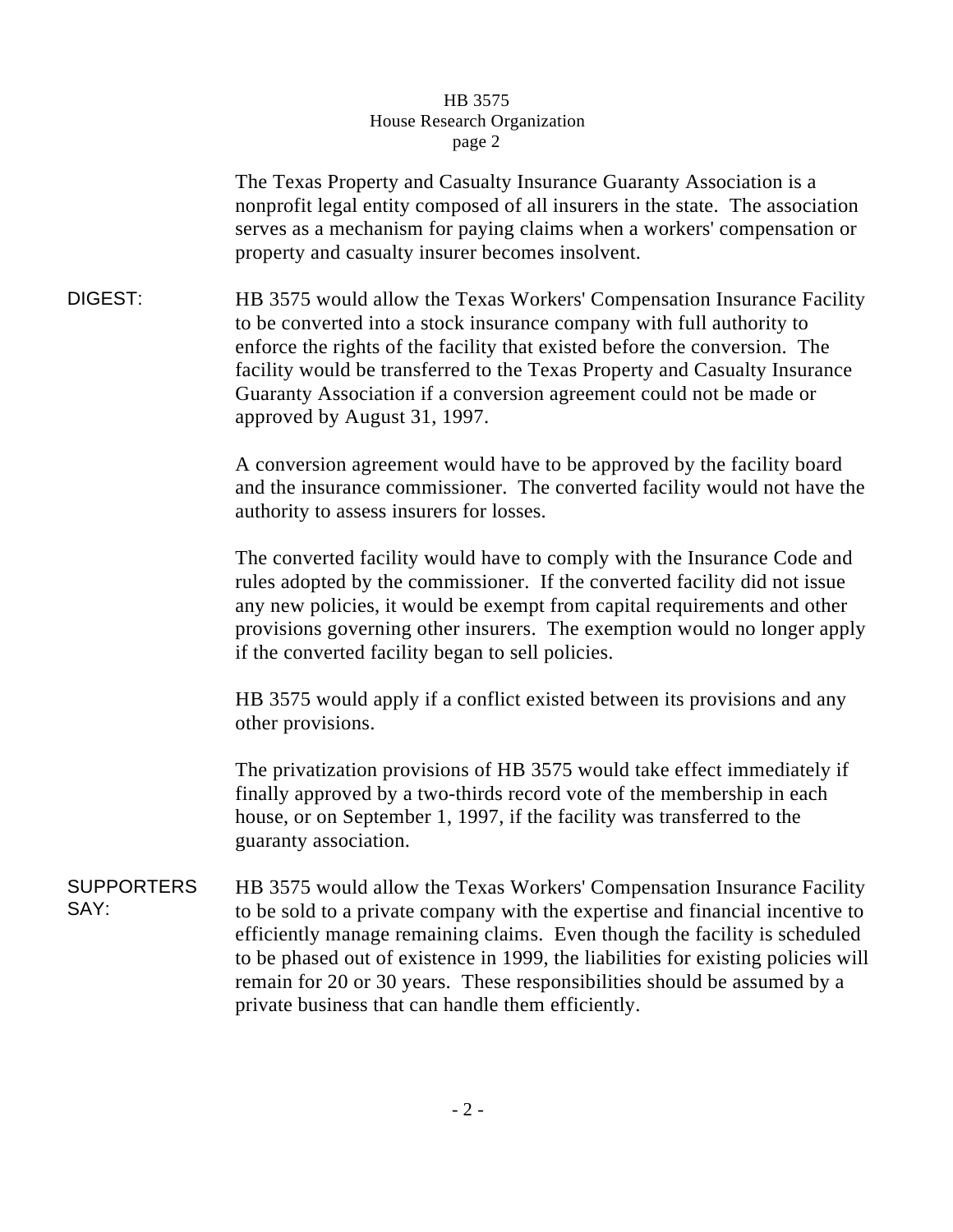The Texas Property and Casualty Insurance Guaranty Association is a nonprofit legal entity composed of all insurers in the state. The association serves as a mechanism for paying claims when a workers' compensation or property and casualty insurer becomes insolvent.

**DIGEST:** HB 3575 would allow the Texas Workers' Compensation Insurance Facility to be converted into a stock insurance company with full authority to enforce the rights of the facility that existed before the conversion. The facility would be transferred to the Texas Property and Casualty Insurance Guaranty Association if a conversion agreement could not be made or approved by August 31, 1997.

A conversion agreement would have to be approved by the facility board and the insurance commissioner. The converted facility would not have the authority to assess insurers for losses.

The converted facility would have to comply with the Insurance Code and rules adopted by the commissioner. If the converted facility did not issue any new policies, it would be exempt from capital requirements and other provisions governing other insurers. The exemption would no longer apply if the converted facility began to sell policies.

HB 3575 would apply if a conflict existed between its provisions and any other provisions.

The privatization provisions of HB 3575 would take effect immediately if finally approved by a two-thirds record vote of the membership in each house, or on September 1, 1997, if the facility was transferred to the guaranty association.

**SUPPORTERS SAY:** HB 3575 would allow the Texas Workers' Compensation Insurance Facility to be sold to a private company with the expertise and financial incentive to efficiently manage remaining claims. Even though the facility is scheduled to be phased out of existence in 1999, the liabilities for existing policies will remain for 20 or 30 years. These responsibilities should be assumed by a private business that can handle them efficiently.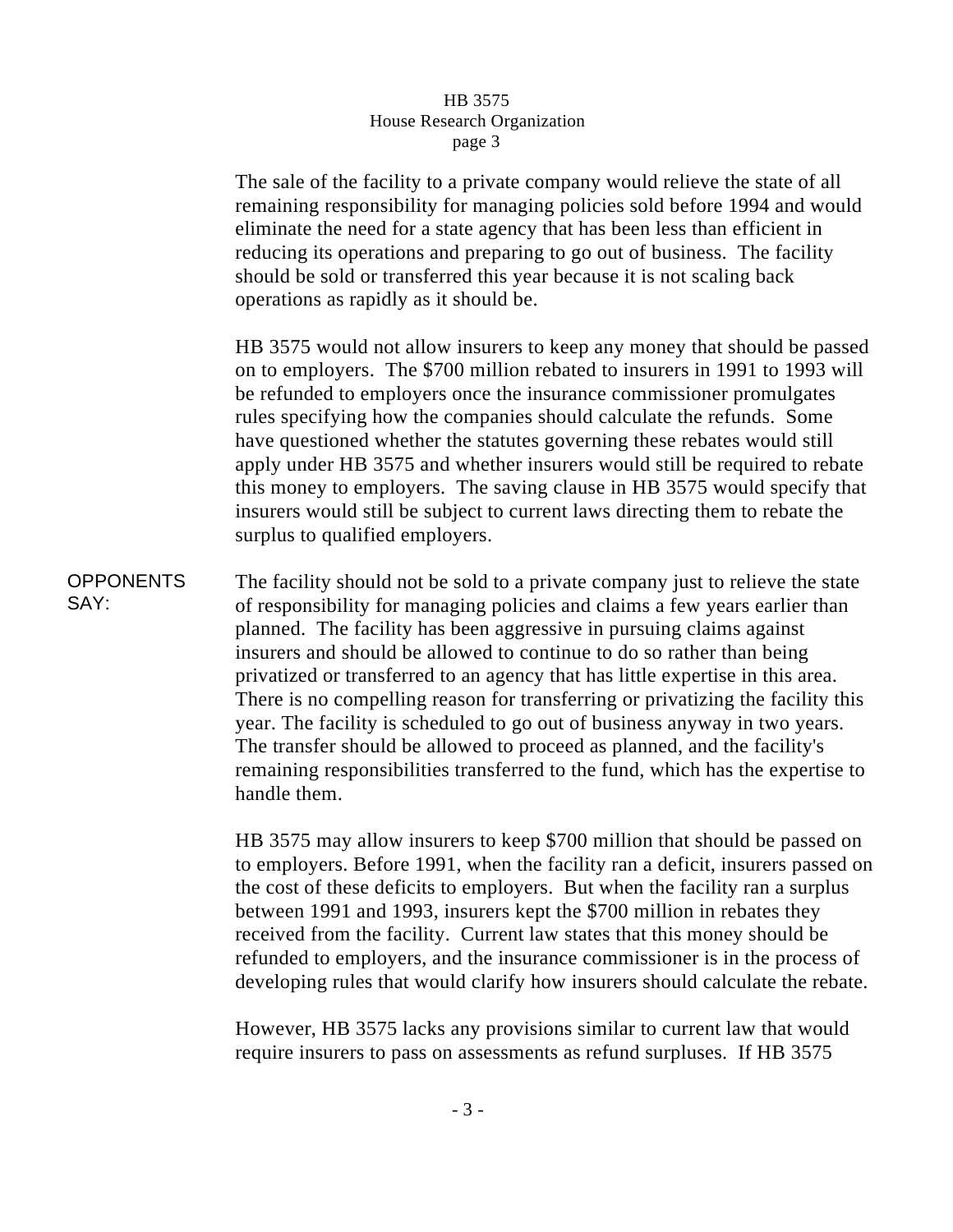The sale of the facility to a private company would relieve the state of all remaining responsibility for managing policies sold before 1994 and would eliminate the need for a state agency that has been less than efficient in reducing its operations and preparing to go out of business. The facility should be sold or transferred this year because it is not scaling back operations as rapidly as it should be.

HB 3575 would not allow insurers to keep any money that should be passed on to employers. The $700 million rebated to insurers in 1991 to 1993 will be refunded to employers once the insurance commissioner promulgates rules specifying how the companies should calculate the refunds. Some have questioned whether the statutes governing these rebates would still apply under HB 3575 and whether insurers would still be required to rebate this money to employers. The saving clause in HB 3575 would specify that insurers would still be subject to current laws directing them to rebate the surplus to qualified employers.

**OPPONENTS SAY:**

The facility should not be sold to a private company just to relieve the state of responsibility for managing policies and claims a few years earlier than planned. The facility has been aggressive in pursuing claims against insurers and should be allowed to continue to do so rather than being privatized or transferred to an agency that has little expertise in this area. There is no compelling reason for transferring or privatizing the facility this year. The facility is scheduled to go out of business anyway in two years. The transfer should be allowed to proceed as planned, and the facility's remaining responsibilities transferred to the fund, which has the expertise to handle them.

HB 3575 may allow insurers to keep $700 million that should be passed on to employers. Before 1991, when the facility ran a deficit, insurers passed on the cost of these deficits to employers. But when the facility ran a surplus between 1991 and 1993, insurers kept the $700 million in rebates they received from the facility. Current law states that this money should be refunded to employers, and the insurance commissioner is in the process of developing rules that would clarify how insurers should calculate the rebate.

However, HB 3575 lacks any provisions similar to current law that would require insurers to pass on assessments as refund surpluses. If HB 3575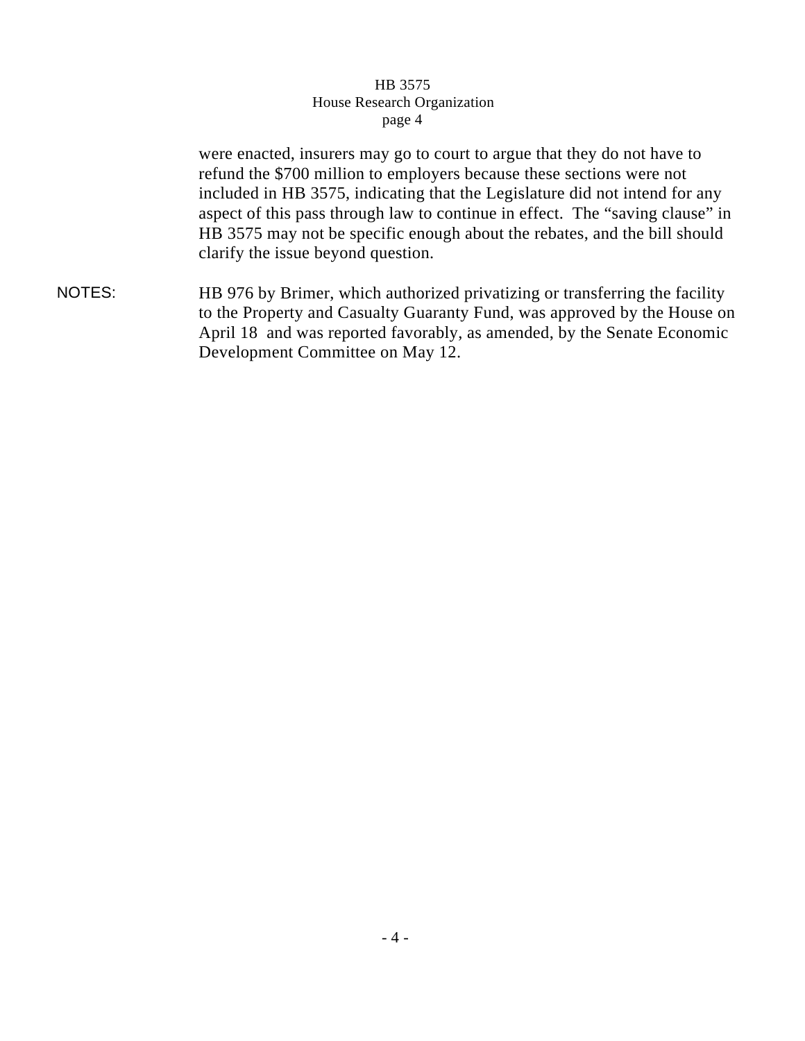were enacted, insurers may go to court to argue that they do not have to refund the $700 million to employers because these sections were not included in HB 3575, indicating that the Legislature did not intend for any aspect of this pass through law to continue in effect. The "saving clause" in HB 3575 may not be specific enough about the rebates, and the bill should clarify the issue beyond question.

NOTES: HB 976 by Brimer, which authorized privatizing or transferring the facility to the Property and Casualty Guaranty Fund, was approved by the House on April 18 and was reported favorably, as amended, by the Senate Economic Development Committee on May 12.